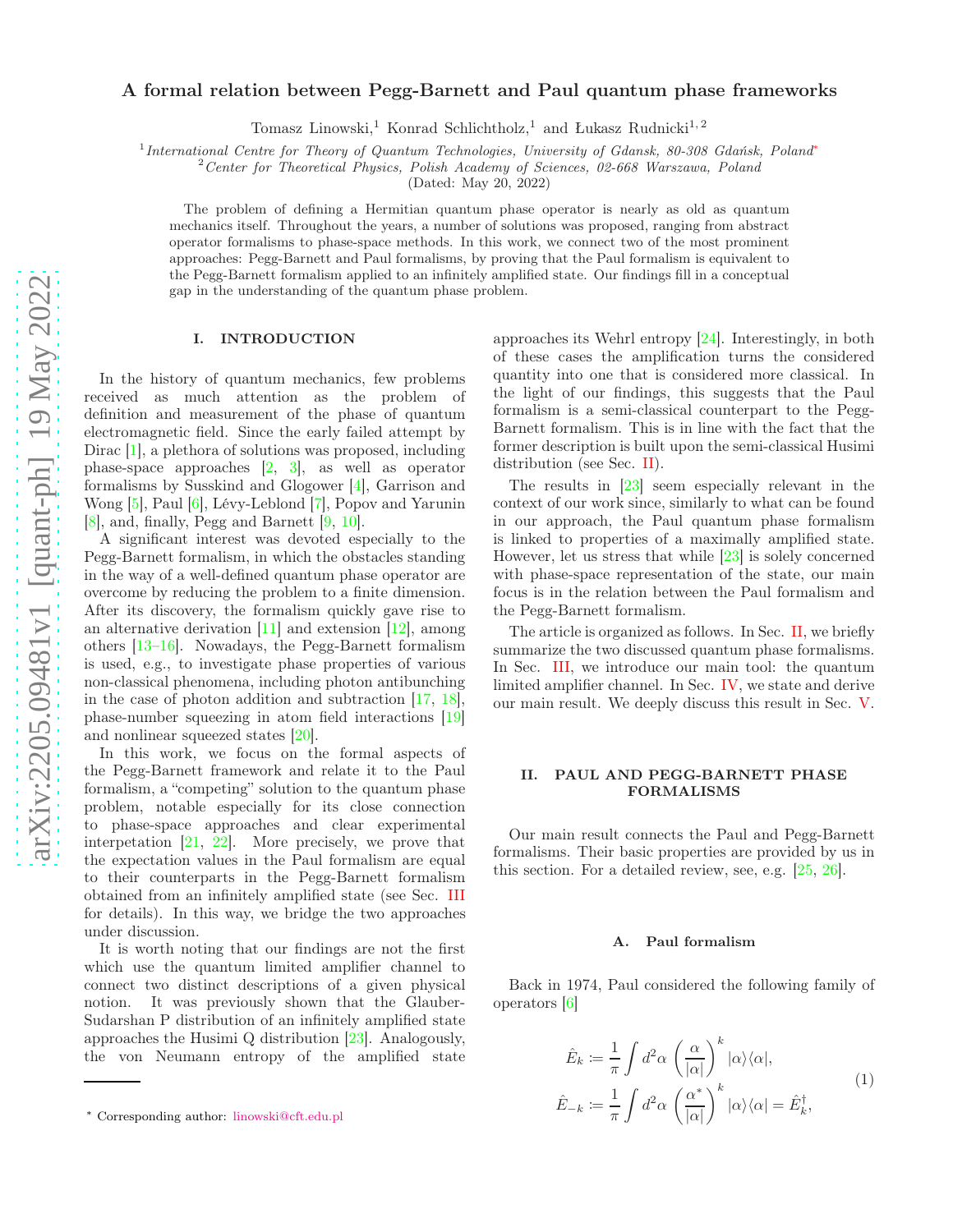# A formal relation between Pegg-Barnett and Paul quantum phase frameworks

Tomasz Linowski,[1] Konrad Schlichtholz,[1] and Łukasz Rudnicki[1,2]

[1] *International Centre for Theory of Quantum Technologies, University of Gdansk, 80-308 Gdańsk, Poland*[*]

[2] *Center for Theoretical Physics, Polish Academy of Sciences, 02-668 Warszawa, Poland*

(Dated: May 20, 2022)

The problem of defining a Hermitian quantum phase operator is nearly as old as quantum mechanics itself. Throughout the years, a number of solutions was proposed, ranging from abstract operator formalisms to phase-space methods. In this work, we connect two of the most prominent approaches: Pegg-Barnett and Paul formalisms, by proving that the Paul formalism is equivalent to the Pegg-Barnett formalism applied to an infinitely amplified state. Our findings fill in a conceptual gap in the understanding of the quantum phase problem.

## I. INTRODUCTION

In the history of quantum mechanics, few problems received as much attention as the problem of definition and measurement of the phase of quantum electromagnetic field. Since the early failed attempt by Dirac [1], a plethora of solutions was proposed, including phase-space approaches [2, 3], as well as operator formalisms by Susskind and Glogower [4], Garrison and Wong [5], Paul [6], Lévy-Leblond [7], Popov and Yarunin [8], and, finally, Pegg and Barnett [9, 10].

A significant interest was devoted especially to the Pegg-Barnett formalism, in which the obstacles standing in the way of a well-defined quantum phase operator are overcome by reducing the problem to a finite dimension. After its discovery, the formalism quickly gave rise to an alternative derivation [11] and extension [12], among others [13–16]. Nowadays, the Pegg-Barnett formalism is used, e.g., to investigate phase properties of various non-classical phenomena, including photon antibunching in the case of photon addition and subtraction [17, 18], phase-number squeezing in atom field interactions [19] and nonlinear squeezed states [20].

In this work, we focus on the formal aspects of the Pegg-Barnett framework and relate it to the Paul formalism, a "competing" solution to the quantum phase problem, notable especially for its close connection to phase-space approaches and clear experimental interpetation [21, 22]. More precisely, we prove that the expectation values in the Paul formalism are equal to their counterparts in the Pegg-Barnett formalism obtained from an infinitely amplified state (see Sec. III for details). In this way, we bridge the two approaches under discussion.

It is worth noting that our findings are not the first which use the quantum limited amplifier channel to connect two distinct descriptions of a given physical notion. It was previously shown that the Glauber-Sudarshan P distribution of an infinitely amplified state approaches the Husimi Q distribution [23]. Analogously, the von Neumann entropy of the amplified state approaches its Wehrl entropy [24]. Interestingly, in both of these cases the amplification turns the considered quantity into one that is considered more classical. In the light of our findings, this suggests that the Paul formalism is a semi-classical counterpart to the Pegg-Barnett formalism. This is in line with the fact that the former description is built upon the semi-classical Husimi distribution (see Sec. II).

The results in [23] seem especially relevant in the context of our work since, similarly to what can be found in our approach, the Paul quantum phase formalism is linked to properties of a maximally amplified state. However, let us stress that while [23] is solely concerned with phase-space representation of the state, our main focus is in the relation between the Paul formalism and the Pegg-Barnett formalism.

The article is organized as follows. In Sec. II, we briefly summarize the two discussed quantum phase formalisms. In Sec. III, we introduce our main tool: the quantum limited amplifier channel. In Sec. IV, we state and derive our main result. We deeply discuss this result in Sec. V.

## II. PAUL AND PEGG-BARNETT PHASE FORMALISMS

Our main result connects the Paul and Pegg-Barnett formalisms. Their basic properties are provided by us in this section. For a detailed review, see, e.g. [25, 26].

### A. Paul formalism

Back in 1974, Paul considered the following family of operators [6]

$$
\begin{aligned}
\hat{E}_k &:= \frac{1}{\pi}\int d^2\alpha \left(\frac{\alpha}{|\alpha|}\right)^k |\alpha\rangle\langle\alpha|, \\
\hat{E}_{-k} &:= \frac{1}{\pi}\int d^2\alpha \left(\frac{\alpha^*}{|\alpha|}\right)^k |\alpha\rangle\langle\alpha| = \hat{E}_k^\dagger,
\end{aligned}
\tag{1}
$$

[*] Corresponding author: linowski@cft.edu.pl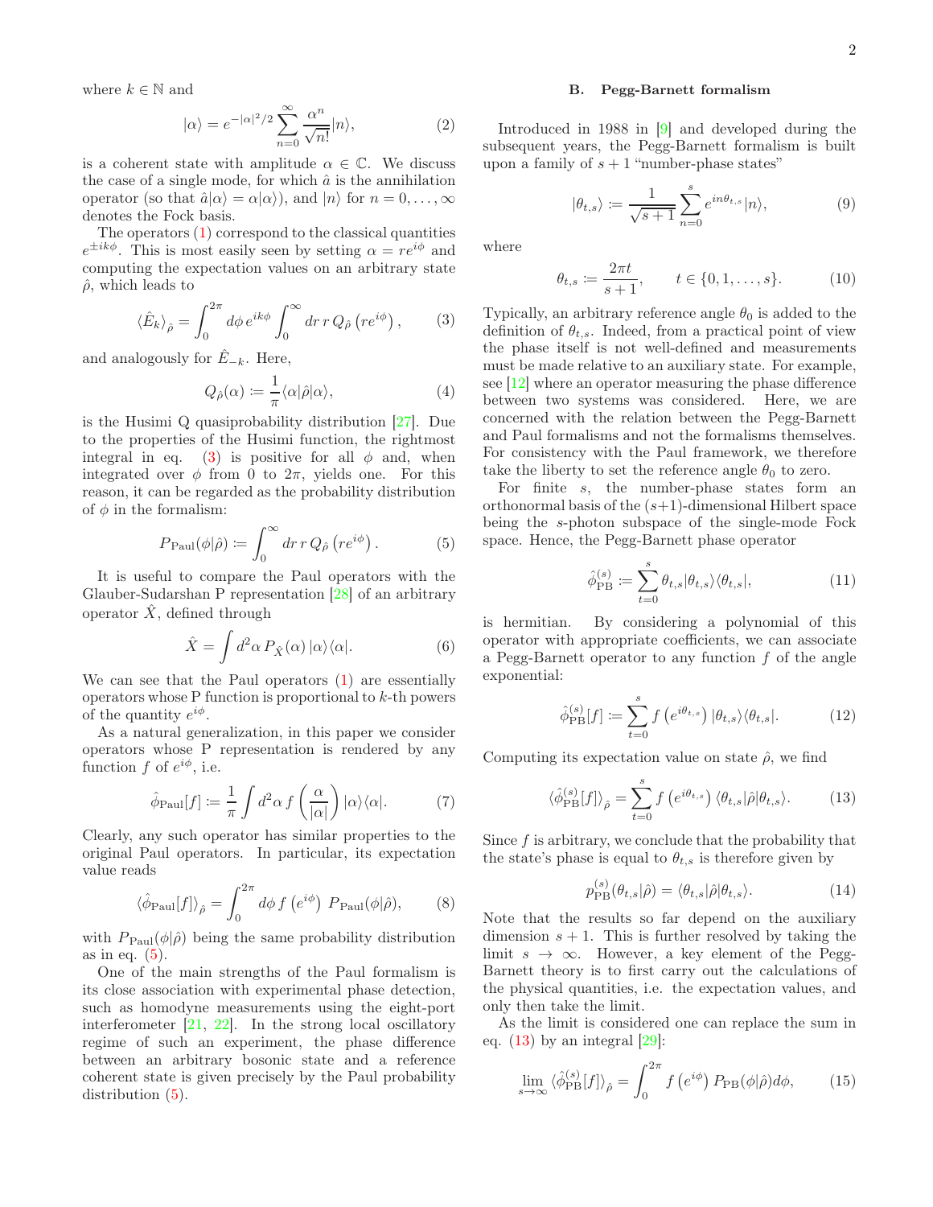where $k \in \mathbb{N}$ and

$$|\alpha\rangle = e^{-|\alpha|^2/2} \sum_{n=0}^{\infty} \frac{\alpha^n}{\sqrt{n!}} |n\rangle, \tag{2}$$

is a coherent state with amplitude $\alpha \in \mathbb{C}$. We discuss the case of a single mode, for which $\hat{a}$ is the annihilation operator (so that $\hat{a}|\alpha\rangle = \alpha|\alpha\rangle$), and $|n\rangle$ for $n = 0, \ldots, \infty$ denotes the Fock basis.

The operators (1) correspond to the classical quantities $e^{\pm ik\phi}$. This is most easily seen by setting $\alpha = re^{i\phi}$ and computing the expectation values on an arbitrary state $\hat{\rho}$, which leads to

$$\langle \hat{E}_k \rangle_{\hat{\rho}} = \int_0^{2\pi} d\phi \, e^{ik\phi} \int_0^{\infty} dr \, r \, Q_{\hat{\rho}}\left(re^{i\phi}\right), \tag{3}$$

and analogously for $\hat{E}_{-k}$. Here,

$$Q_{\hat{\rho}}(\alpha) := \frac{1}{\pi} \langle \alpha | \hat{\rho} | \alpha \rangle, \tag{4}$$

is the Husimi Q quasiprobability distribution [27]. Due to the properties of the Husimi function, the rightmost integral in eq. (3) is positive for all $\phi$ and, when integrated over $\phi$ from 0 to $2\pi$, yields one. For this reason, it can be regarded as the probability distribution of $\phi$ in the formalism:

$$P_{\text{Paul}}(\phi|\hat{\rho}) := \int_0^{\infty} dr \, r \, Q_{\hat{\rho}}\left(re^{i\phi}\right). \tag{5}$$

It is useful to compare the Paul operators with the Glauber-Sudarshan P representation [28] of an arbitrary operator $\hat{X}$, defined through

$$\hat{X} = \int d^2\alpha \, P_{\hat{X}}(\alpha) \, |\alpha\rangle\langle\alpha|. \tag{6}$$

We can see that the Paul operators (1) are essentially operators whose P function is proportional to $k$-th powers of the quantity $e^{i\phi}$.

As a natural generalization, in this paper we consider operators whose P representation is rendered by any function $f$ of $e^{i\phi}$, i.e.

$$\hat{\phi}_{\text{Paul}}[f] := \frac{1}{\pi} \int d^2\alpha \, f\left(\frac{\alpha}{|\alpha|}\right) |\alpha\rangle\langle\alpha|. \tag{7}$$

Clearly, any such operator has similar properties to the original Paul operators. In particular, its expectation value reads

$$\langle \hat{\phi}_{\text{Paul}}[f] \rangle_{\hat{\rho}} = \int_0^{2\pi} d\phi \, f\left(e^{i\phi}\right) \, P_{\text{Paul}}(\phi|\hat{\rho}), \tag{8}$$

with $P_{\text{Paul}}(\phi|\hat{\rho})$ being the same probability distribution as in eq. (5).

One of the main strengths of the Paul formalism is its close association with experimental phase detection, such as homodyne measurements using the eight-port interferometer [21, 22]. In the strong local oscillatory regime of such an experiment, the phase difference between an arbitrary bosonic state and a reference coherent state is given precisely by the Paul probability distribution (5).

### B. Pegg-Barnett formalism

Introduced in 1988 in [9] and developed during the subsequent years, the Pegg-Barnett formalism is built upon a family of $s + 1$ "number-phase states"

$$|\theta_{t,s}\rangle := \frac{1}{\sqrt{s+1}} \sum_{n=0}^{s} e^{in\theta_{t,s}} |n\rangle, \tag{9}$$

where

$$\theta_{t,s} := \frac{2\pi t}{s+1}, \qquad t \in \{0, 1, \ldots, s\}. \tag{10}$$

Typically, an arbitrary reference angle $\theta_0$ is added to the definition of $\theta_{t,s}$. Indeed, from a practical point of view the phase itself is not well-defined and measurements must be made relative to an auxiliary state. For example, see [12] where an operator measuring the phase difference between two systems was considered. Here, we are concerned with the relation between the Pegg-Barnett and Paul formalisms and not the formalisms themselves. For consistency with the Paul framework, we therefore take the liberty to set the reference angle $\theta_0$ to zero.

For finite $s$, the number-phase states form an orthonormal basis of the $(s+1)$-dimensional Hilbert space being the $s$-photon subspace of the single-mode Fock space. Hence, the Pegg-Barnett phase operator

$$\hat{\phi}_{\text{PB}}^{(s)} := \sum_{t=0}^{s} \theta_{t,s} |\theta_{t,s}\rangle\langle\theta_{t,s}|, \tag{11}$$

is hermitian. By considering a polynomial of this operator with appropriate coefficients, we can associate a Pegg-Barnett operator to any function $f$ of the angle exponential:

$$\hat{\phi}_{\text{PB}}^{(s)}[f] := \sum_{t=0}^{s} f\left(e^{i\theta_{t,s}}\right) |\theta_{t,s}\rangle\langle\theta_{t,s}|. \tag{12}$$

Computing its expectation value on state $\hat{\rho}$, we find

$$\langle \hat{\phi}_{\text{PB}}^{(s)}[f] \rangle_{\hat{\rho}} = \sum_{t=0}^{s} f\left(e^{i\theta_{t,s}}\right) \langle\theta_{t,s}|\hat{\rho}|\theta_{t,s}\rangle. \tag{13}$$

Since $f$ is arbitrary, we conclude that the probability that the state's phase is equal to $\theta_{t,s}$ is therefore given by

$$p_{\text{PB}}^{(s)}(\theta_{t,s}|\hat{\rho}) = \langle\theta_{t,s}|\hat{\rho}|\theta_{t,s}\rangle. \tag{14}$$

Note that the results so far depend on the auxiliary dimension $s + 1$. This is further resolved by taking the limit $s \to \infty$. However, a key element of the Pegg-Barnett theory is to first carry out the calculations of the physical quantities, i.e. the expectation values, and only then take the limit.

As the limit is considered one can replace the sum in eq. (13) by an integral [29]:

$$\lim_{s\to\infty} \langle \hat{\phi}_{\text{PB}}^{(s)}[f] \rangle_{\hat{\rho}} = \int_0^{2\pi} f\left(e^{i\phi}\right) P_{\text{PB}}(\phi|\hat{\rho}) d\phi, \tag{15}$$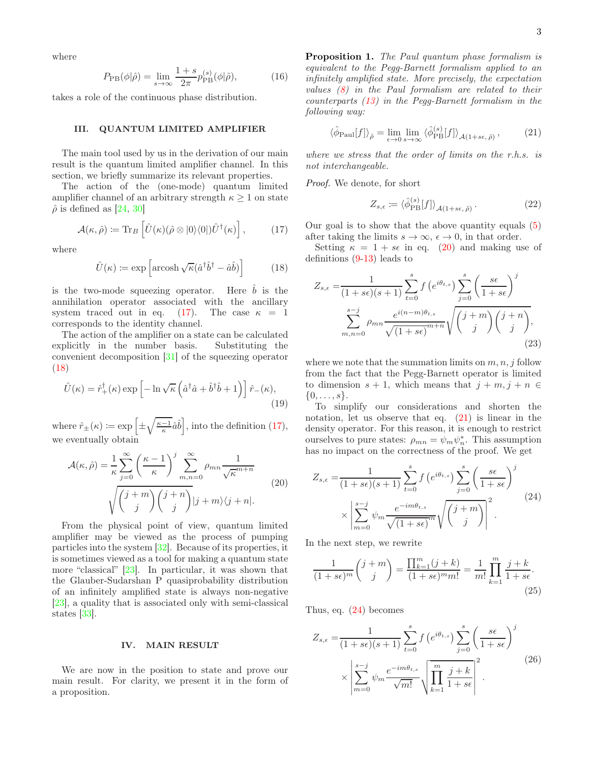where

$$P_{\rm PB}(\phi|\hat{\rho}) = \lim_{s\to\infty} \frac{1+s}{2\pi} p^{(s)}_{\rm PB}(\phi|\hat{\rho}), \tag{16}$$

takes a role of the continuous phase distribution.

## III. QUANTUM LIMITED AMPLIFIER

The main tool used by us in the derivation of our main result is the quantum limited amplifier channel. In this section, we briefly summarize its relevant properties.

The action of the (one-mode) quantum limited amplifier channel of an arbitrary strength $\kappa \geq 1$ on state $\hat{\rho}$ is defined as [24, 30]

$$\mathcal{A}(\kappa, \hat{\rho}) := {\rm Tr}_B \left[ \hat{U}(\kappa)(\hat{\rho} \otimes |0\rangle\langle 0|)\hat{U}^\dagger(\kappa) \right], \tag{17}$$

where

$$\hat{U}(\kappa) := \exp\left[ \operatorname{arcosh}\sqrt{\kappa}(\hat{a}^\dagger \hat{b}^\dagger - \hat{a}\hat{b}) \right] \tag{18}$$

is the two-mode squeezing operator. Here $\hat{b}$ is the annihilation operator associated with the ancillary system traced out in eq. (17). The case $\kappa = 1$ corresponds to the identity channel.

The action of the amplifier on a state can be calculated explicitly in the number basis. Substituting the convenient decomposition [31] of the squeezing operator (18)

$$\hat{U}(\kappa) = \hat{r}^\dagger_+(\kappa) \exp\left[ -\ln\sqrt{\kappa}\left( \hat{a}^\dagger \hat{a} + \hat{b}^\dagger \hat{b} + 1 \right) \right] \hat{r}_-(\kappa), \tag{19}$$

where $\hat{r}_\pm(\kappa) := \exp\left[ \pm\sqrt{\frac{\kappa-1}{\kappa}}\hat{a}\hat{b} \right]$, into the definition (17), we eventually obtain

$$\mathcal{A}(\kappa, \hat{\rho}) = \frac{1}{\kappa}\sum_{j=0}^{\infty}\left( \frac{\kappa-1}{\kappa} \right)^j \sum_{m,n=0}^{\infty} \rho_{mn} \frac{1}{\sqrt{\kappa}^{m+n}} \sqrt{\binom{j+m}{j}\binom{j+n}{j}} |j+m\rangle\langle j+n|. \tag{20}$$

From the physical point of view, quantum limited amplifier may be viewed as the process of pumping particles into the system [32]. Because of its properties, it is sometimes viewed as a tool for making a quantum state more "classical" [23]. In particular, it was shown that the Glauber-Sudarshan P quasiprobability distribution of an infinitely amplified state is always non-negative [23], a quality that is associated only with semi-classical states [33].

## IV. MAIN RESULT

We are now in the position to state and prove our main result. For clarity, we present it in the form of a proposition.

**Proposition 1.** *The Paul quantum phase formalism is equivalent to the Pegg-Barnett formalism applied to an infinitely amplified state. More precisely, the expectation values (8) in the Paul formalism are related to their counterparts (13) in the Pegg-Barnett formalism in the following way:*

$$\langle \hat{\phi}_{\rm Paul}[f] \rangle_{\hat{\rho}} = \lim_{\epsilon\to 0}\lim_{s\to\infty} \langle \hat{\phi}^{(s)}_{\rm PB}[f] \rangle_{\mathcal{A}(1+s\epsilon,\,\hat{\rho})}, \tag{21}$$

*where we stress that the order of limits on the r.h.s. is not interchangeable.*

*Proof.* We denote, for short

$$Z_{s,\epsilon} := \langle \hat{\phi}^{(s)}_{\rm PB}[f] \rangle_{\mathcal{A}(1+s\epsilon,\,\hat{\rho})}. \tag{22}$$

Our goal is to show that the above quantity equals (5) after taking the limits $s\to\infty$, $\epsilon\to 0$, in that order.

Setting $\kappa = 1 + s\epsilon$ in eq. (20) and making use of definitions (9-13) leads to

$$Z_{s,\epsilon} = \frac{1}{(1+s\epsilon)(s+1)}\sum_{t=0}^{s} f\left(e^{i\theta_{t,s}}\right) \sum_{j=0}^{s}\left( \frac{s\epsilon}{1+s\epsilon} \right)^j \sum_{m,n=0}^{s-j} \rho_{mn} \frac{e^{i(n-m)\theta_{t,s}}}{\sqrt{(1+s\epsilon)}^{m+n}} \sqrt{\binom{j+m}{j}\binom{j+n}{j}}, \tag{23}$$

where we note that the summation limits on $m, n, j$ follow from the fact that the Pegg-Barnett operator is limited to dimension $s+1$, which means that $j+m, j+n \in \{0, \ldots, s\}$.

To simplify our considerations and shorten the notation, let us observe that eq. (21) is linear in the density operator. For this reason, it is enough to restrict ourselves to pure states: $\rho_{mn} = \psi_m \psi_n^*$. This assumption has no impact on the correctness of the proof. We get

$$Z_{s,\epsilon} = \frac{1}{(1+s\epsilon)(s+1)}\sum_{t=0}^{s} f\left(e^{i\theta_{t,s}}\right) \sum_{j=0}^{s}\left( \frac{s\epsilon}{1+s\epsilon} \right)^j \times \left| \sum_{m=0}^{s-j} \psi_m \frac{e^{-im\theta_{t,s}}}{\sqrt{(1+s\epsilon)}^m} \sqrt{\binom{j+m}{j}} \right|^2. \tag{24}$$

In the next step, we rewrite

$$\frac{1}{(1+s\epsilon)^m}\binom{j+m}{j} = \frac{\prod_{k=1}^{m}(j+k)}{(1+s\epsilon)^m m!} = \frac{1}{m!}\prod_{k=1}^{m}\frac{j+k}{1+s\epsilon}. \tag{25}$$

Thus, eq. (24) becomes

$$Z_{s,\epsilon} = \frac{1}{(1+s\epsilon)(s+1)}\sum_{t=0}^{s} f\left(e^{i\theta_{t,s}}\right) \sum_{j=0}^{s}\left( \frac{s\epsilon}{1+s\epsilon} \right)^j \times \left| \sum_{m=0}^{s-j} \psi_m \frac{e^{-im\theta_{t,s}}}{\sqrt{m!}} \sqrt{\prod_{k=1}^{m}\frac{j+k}{1+s\epsilon}} \right|^2. \tag{26}$$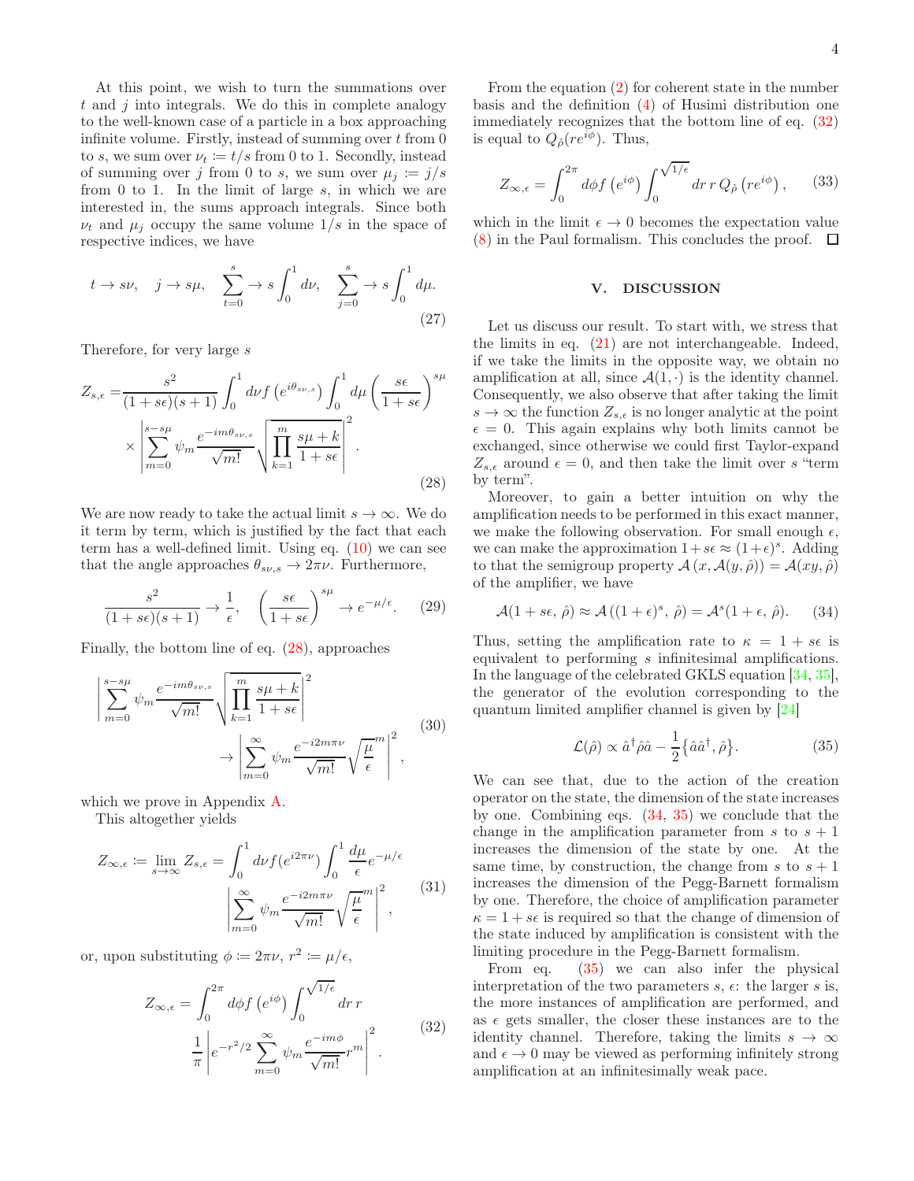At this point, we wish to turn the summations over $t$ and $j$ into integrals. We do this in complete analogy to the well-known case of a particle in a box approaching infinite volume. Firstly, instead of summing over $t$ from 0 to $s$, we sum over $\nu_t := t/s$ from 0 to 1. Secondly, instead of summing over $j$ from 0 to $s$, we sum over $\mu_j := j/s$ from 0 to 1. In the limit of large $s$, in which we are interested in, the sums approach integrals. Since both $\nu_t$ and $\mu_j$ occupy the same volume $1/s$ in the space of respective indices, we have

$$t \to s\nu, \quad j \to s\mu, \quad \sum_{t=0}^{s} \to s\int_0^1 d\nu, \quad \sum_{j=0}^{s} \to s\int_0^1 d\mu. \tag{27}$$

Therefore, for very large $s$

$$Z_{s,\epsilon} = \frac{s^2}{(1+s\epsilon)(s+1)} \int_0^1 d\nu f\left(e^{i\theta_{s\nu,s}}\right) \int_0^1 d\mu \left(\frac{s\epsilon}{1+s\epsilon}\right)^{s\mu} \times \left| \sum_{m=0}^{s-s\mu} \psi_m \frac{e^{-im\theta_{s\nu,s}}}{\sqrt{m!}} \sqrt{\prod_{k=1}^{m} \frac{s\mu+k}{1+s\epsilon}} \right|^2. \tag{28}$$

We are now ready to take the actual limit $s \to \infty$. We do it term by term, which is justified by the fact that each term has a well-defined limit. Using eq. (10) we can see that the angle approaches $\theta_{s\nu,s} \to 2\pi\nu$. Furthermore,

$$\frac{s^2}{(1+s\epsilon)(s+1)} \to \frac{1}{\epsilon}, \quad \left(\frac{s\epsilon}{1+s\epsilon}\right)^{s\mu} \to e^{-\mu/\epsilon}. \tag{29}$$

Finally, the bottom line of eq. (28), approaches

$$\left| \sum_{m=0}^{s-s\mu} \psi_m \frac{e^{-im\theta_{s\nu,s}}}{\sqrt{m!}} \sqrt{\prod_{k=1}^{m} \frac{s\mu+k}{1+s\epsilon}} \right|^2 \to \left| \sum_{m=0}^{\infty} \psi_m \frac{e^{-i2m\pi\nu}}{\sqrt{m!}} \sqrt{\frac{\mu}{\epsilon}}^m \right|^2, \tag{30}$$

which we prove in Appendix A.

This altogether yields

$$Z_{\infty,\epsilon} := \lim_{s\to\infty} Z_{s,\epsilon} = \int_0^1 d\nu f(e^{i2\pi\nu}) \int_0^1 \frac{d\mu}{\epsilon} e^{-\mu/\epsilon} \left| \sum_{m=0}^{\infty} \psi_m \frac{e^{-i2m\pi\nu}}{\sqrt{m!}} \sqrt{\frac{\mu}{\epsilon}}^m \right|^2, \tag{31}$$

or, upon substituting $\phi := 2\pi\nu$, $r^2 := \mu/\epsilon$,

$$Z_{\infty,\epsilon} = \int_0^{2\pi} d\phi f\left(e^{i\phi}\right) \int_0^{\sqrt{1/\epsilon}} dr\, r \frac{1}{\pi} \left| e^{-r^2/2} \sum_{m=0}^{\infty} \psi_m \frac{e^{-im\phi}}{\sqrt{m!}} r^m \right|^2. \tag{32}$$

From the equation (2) for coherent state in the number basis and the definition (4) of Husimi distribution one immediately recognizes that the bottom line of eq. (32) is equal to $Q_{\hat{\rho}}(re^{i\phi})$. Thus,

$$Z_{\infty,\epsilon} = \int_0^{2\pi} d\phi f\left(e^{i\phi}\right) \int_0^{\sqrt{1/\epsilon}} dr\, r\, Q_{\hat{\rho}}\left(re^{i\phi}\right), \tag{33}$$

which in the limit $\epsilon \to 0$ becomes the expectation value (8) in the Paul formalism. This concludes the proof. □

## V. DISCUSSION

Let us discuss our result. To start with, we stress that the limits in eq. (21) are not interchangeable. Indeed, if we take the limits in the opposite way, we obtain no amplification at all, since $\mathcal{A}(1, \cdot)$ is the identity channel. Consequently, we also observe that after taking the limit $s \to \infty$ the function $Z_{s,\epsilon}$ is no longer analytic at the point $\epsilon = 0$. This again explains why both limits cannot be exchanged, since otherwise we could first Taylor-expand $Z_{s,\epsilon}$ around $\epsilon = 0$, and then take the limit over $s$ "term by term".

Moreover, to gain a better intuition on why the amplification needs to be performed in this exact manner, we make the following observation. For small enough $\epsilon$, we can make the approximation $1 + s\epsilon \approx (1+\epsilon)^s$. Adding to that the semigroup property $\mathcal{A}(x, \mathcal{A}(y, \hat{\rho})) = \mathcal{A}(xy, \hat{\rho})$ of the amplifier, we have

$$\mathcal{A}(1+s\epsilon,\, \hat{\rho}) \approx \mathcal{A}\left((1+\epsilon)^s,\, \hat{\rho}\right) = \mathcal{A}^s(1+\epsilon,\, \hat{\rho}). \tag{34}$$

Thus, setting the amplification rate to $\kappa = 1 + s\epsilon$ is equivalent to performing $s$ infinitesimal amplifications. In the language of the celebrated GKLS equation [34, 35], the generator of the evolution corresponding to the quantum limited amplifier channel is given by [24]

$$\mathcal{L}(\hat{\rho}) \propto \hat{a}^\dagger \hat{\rho} \hat{a} - \frac{1}{2}\left\{\hat{a}\hat{a}^\dagger, \hat{\rho}\right\}. \tag{35}$$

We can see that, due to the action of the creation operator on the state, the dimension of the state increases by one. Combining eqs. (34, 35) we conclude that the change in the amplification parameter from $s$ to $s+1$ increases the dimension of the state by one. At the same time, by construction, the change from $s$ to $s+1$ increases the dimension of the Pegg-Barnett formalism by one. Therefore, the choice of amplification parameter $\kappa = 1 + s\epsilon$ is required so that the change of dimension of the state induced by amplification is consistent with the limiting procedure in the Pegg-Barnett formalism.

From eq. (35) we can also infer the physical interpretation of the two parameters $s$, $\epsilon$: the larger $s$ is, the more instances of amplification are performed, and as $\epsilon$ gets smaller, the closer these instances are to the identity channel. Therefore, taking the limits $s \to \infty$ and $\epsilon \to 0$ may be viewed as performing infinitely strong amplification at an infinitesimally weak pace.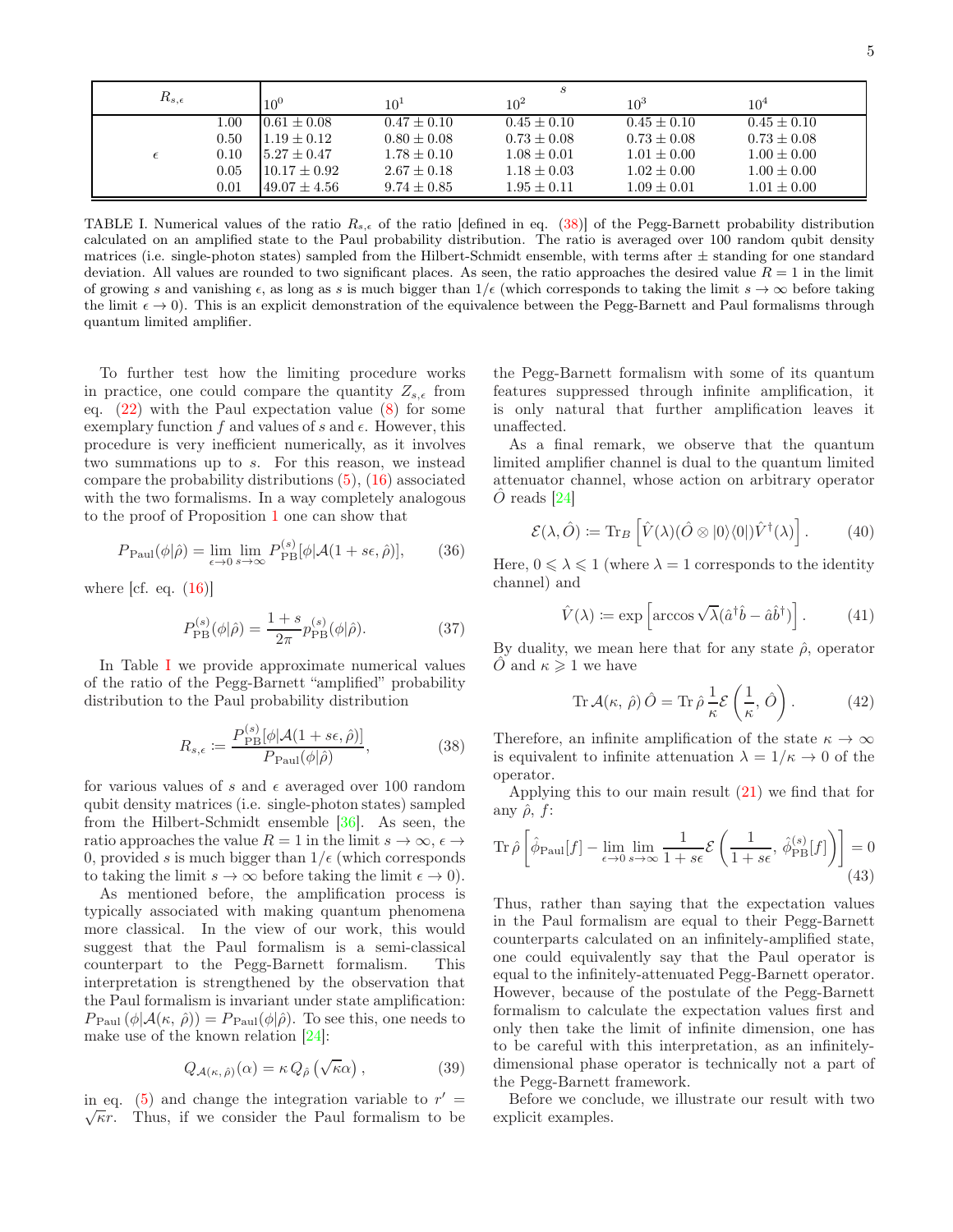| $R_{s,\epsilon}$ | | $s$ | | | | |
|---|---|---|---|---|---|---|
| | | $10^0$ | $10^1$ | $10^2$ | $10^3$ | $10^4$ |
| $\epsilon$ | 1.00 | $0.61 \pm 0.08$ | $0.47 \pm 0.10$ | $0.45 \pm 0.10$ | $0.45 \pm 0.10$ | $0.45 \pm 0.10$ |
| | 0.50 | $1.19 \pm 0.12$ | $0.80 \pm 0.08$ | $0.73 \pm 0.08$ | $0.73 \pm 0.08$ | $0.73 \pm 0.08$ |
| | 0.10 | $5.27 \pm 0.47$ | $1.78 \pm 0.10$ | $1.08 \pm 0.01$ | $1.01 \pm 0.00$ | $1.00 \pm 0.00$ |
| | 0.05 | $10.17 \pm 0.92$ | $2.67 \pm 0.18$ | $1.18 \pm 0.03$ | $1.02 \pm 0.00$ | $1.00 \pm 0.00$ |
| | 0.01 | $49.07 \pm 4.56$ | $9.74 \pm 0.85$ | $1.95 \pm 0.11$ | $1.09 \pm 0.01$ | $1.01 \pm 0.00$ |

TABLE I. Numerical values of the ratio $R_{s,\epsilon}$ of the ratio [defined in eq. (38)] of the Pegg-Barnett probability distribution calculated on an amplified state to the Paul probability distribution. The ratio is averaged over 100 random qubit density matrices (i.e. single-photon states) sampled from the Hilbert-Schmidt ensemble, with terms after $\pm$ standing for one standard deviation. All values are rounded to two significant places. As seen, the ratio approaches the desired value $R = 1$ in the limit of growing $s$ and vanishing $\epsilon$, as long as $s$ is much bigger than $1/\epsilon$ (which corresponds to taking the limit $s \to \infty$ before taking the limit $\epsilon \to 0$). This is an explicit demonstration of the equivalence between the Pegg-Barnett and Paul formalisms through quantum limited amplifier.

To further test how the limiting procedure works in practice, one could compare the quantity $Z_{s,\epsilon}$ from eq. (22) with the Paul expectation value (8) for some exemplary function $f$ and values of $s$ and $\epsilon$. However, this procedure is very inefficient numerically, as it involves two summations up to $s$. For this reason, we instead compare the probability distributions (5), (16) associated with the two formalisms. In a way completely analogous to the proof of Proposition 1 one can show that

$$P_{\mathrm{Paul}}(\phi|\hat{\rho}) = \lim_{\epsilon\to 0}\lim_{s\to\infty} P_{\mathrm{PB}}^{(s)}[\phi|\mathcal{A}(1+s\epsilon,\hat{\rho})], \tag{36}$$

where [cf. eq. (16)]

$$P_{\mathrm{PB}}^{(s)}(\phi|\hat{\rho}) = \frac{1+s}{2\pi} p_{\mathrm{PB}}^{(s)}(\phi|\hat{\rho}). \tag{37}$$

In Table I we provide approximate numerical values of the ratio of the Pegg-Barnett "amplified" probability distribution to the Paul probability distribution

$$R_{s,\epsilon} := \frac{P_{\mathrm{PB}}^{(s)}[\phi|\mathcal{A}(1+s\epsilon,\hat{\rho})]}{P_{\mathrm{Paul}}(\phi|\hat{\rho})}, \tag{38}$$

for various values of $s$ and $\epsilon$ averaged over 100 random qubit density matrices (i.e. single-photon states) sampled from the Hilbert-Schmidt ensemble [36]. As seen, the ratio approaches the value $R = 1$ in the limit $s \to \infty$, $\epsilon \to 0$, provided $s$ is much bigger than $1/\epsilon$ (which corresponds to taking the limit $s \to \infty$ before taking the limit $\epsilon \to 0$).

As mentioned before, the amplification process is typically associated with making quantum phenomena more classical. In the view of our work, this would suggest that the Paul formalism is a semi-classical counterpart to the Pegg-Barnett formalism. This interpretation is strengthened by the observation that the Paul formalism is invariant under state amplification: $P_{\mathrm{Paul}}(\phi|\mathcal{A}(\kappa,\,\hat{\rho})) = P_{\mathrm{Paul}}(\phi|\hat{\rho})$. To see this, one needs to make use of the known relation [24]:

$$Q_{\mathcal{A}(\kappa,\,\hat{\rho})}(\alpha) = \kappa\, Q_{\hat{\rho}}\left(\sqrt{\kappa}\alpha\right), \tag{39}$$

in eq. (5) and change the integration variable to $r' = \sqrt{\kappa}r$. Thus, if we consider the Paul formalism to be the Pegg-Barnett formalism with some of its quantum features suppressed through infinite amplification, it is only natural that further amplification leaves it unaffected.

As a final remark, we observe that the quantum limited amplifier channel is dual to the quantum limited attenuator channel, whose action on arbitrary operator $\hat{O}$ reads [24]

$$\mathcal{E}(\lambda,\hat{O}) := \mathrm{Tr}_B\left[\hat{V}(\lambda)(\hat{O}\otimes|0\rangle\langle 0|)\hat{V}^{\dagger}(\lambda)\right]. \tag{40}$$

Here, $0 \leqslant \lambda \leqslant 1$ (where $\lambda = 1$ corresponds to the identity channel) and

$$\hat{V}(\lambda) := \exp\left[\arccos\sqrt{\lambda}(\hat{a}^{\dagger}\hat{b} - \hat{a}\hat{b}^{\dagger})\right]. \tag{41}$$

By duality, we mean here that for any state $\hat{\rho}$, operator $\hat{O}$ and $\kappa \geqslant 1$ we have

$$\mathrm{Tr}\,\mathcal{A}(\kappa,\,\hat{\rho})\,\hat{O} = \mathrm{Tr}\,\hat{\rho}\,\frac{1}{\kappa}\mathcal{E}\left(\frac{1}{\kappa},\,\hat{O}\right). \tag{42}$$

Therefore, an infinite amplification of the state $\kappa \to \infty$ is equivalent to infinite attenuation $\lambda = 1/\kappa \to 0$ of the operator.

Applying this to our main result (21) we find that for any $\hat{\rho}$, $f$:

$$\mathrm{Tr}\,\hat{\rho}\left[\hat{\phi}_{\mathrm{Paul}}[f] - \lim_{\epsilon\to 0}\lim_{s\to\infty}\frac{1}{1+s\epsilon}\mathcal{E}\left(\frac{1}{1+s\epsilon},\,\hat{\phi}_{\mathrm{PB}}^{(s)}[f]\right)\right] = 0 \tag{43}$$

Thus, rather than saying that the expectation values in the Paul formalism are equal to their Pegg-Barnett counterparts calculated on an infinitely-amplified state, one could equivalently say that the Paul operator is equal to the infinitely-attenuated Pegg-Barnett operator. However, because of the postulate of the Pegg-Barnett formalism to calculate the expectation values first and only then take the limit of infinite dimension, one has to be careful with this interpretation, as an infinitely-dimensional phase operator is technically not a part of the Pegg-Barnett framework.

Before we conclude, we illustrate our result with two explicit examples.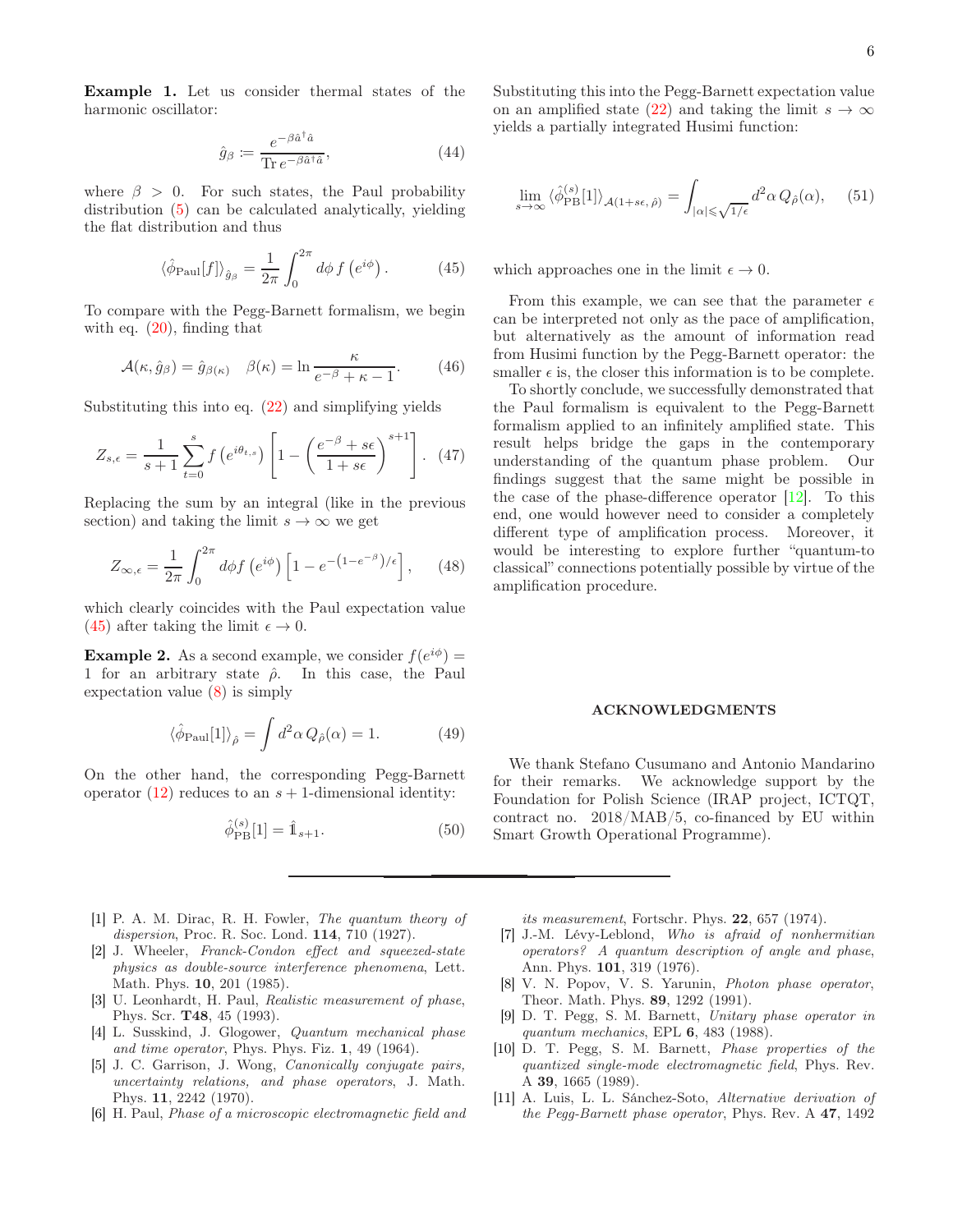**Example 1.** Let us consider thermal states of the harmonic oscillator:

$$\hat{g}_\beta := \frac{e^{-\beta \hat{a}^\dagger \hat{a}}}{\operatorname{Tr} e^{-\beta \hat{a}^\dagger \hat{a}}}, \tag{44}$$

where $\beta > 0$. For such states, the Paul probability distribution (5) can be calculated analytically, yielding the flat distribution and thus

$$\langle \hat{\phi}_{\text{Paul}}[f] \rangle_{\hat{g}_\beta} = \frac{1}{2\pi} \int_0^{2\pi} d\phi \, f\left(e^{i\phi}\right). \tag{45}$$

To compare with the Pegg-Barnett formalism, we begin with eq. (20), finding that

$$\mathcal{A}(\kappa, \hat{g}_\beta) = \hat{g}_{\beta(\kappa)} \quad \beta(\kappa) = \ln \frac{\kappa}{e^{-\beta} + \kappa - 1}. \tag{46}$$

Substituting this into eq. (22) and simplifying yields

$$Z_{s,\epsilon} = \frac{1}{s+1} \sum_{t=0}^{s} f\left(e^{i\theta_{t,s}}\right) \left[1 - \left(\frac{e^{-\beta} + s\epsilon}{1 + s\epsilon}\right)^{s+1}\right]. \tag{47}$$

Replacing the sum by an integral (like in the previous section) and taking the limit $s \to \infty$ we get

$$Z_{\infty,\epsilon} = \frac{1}{2\pi} \int_0^{2\pi} d\phi f\left(e^{i\phi}\right) \left[1 - e^{-\left(1 - e^{-\beta}\right)/\epsilon}\right], \tag{48}$$

which clearly coincides with the Paul expectation value (45) after taking the limit $\epsilon \to 0$.

**Example 2.** As a second example, we consider $f(e^{i\phi}) = 1$ for an arbitrary state $\hat{\rho}$. In this case, the Paul expectation value (8) is simply

$$\langle \hat{\phi}_{\text{Paul}}[1] \rangle_{\hat{\rho}} = \int d^2\alpha \, Q_{\hat{\rho}}(\alpha) = 1. \tag{49}$$

On the other hand, the corresponding Pegg-Barnett operator (12) reduces to an $s+1$-dimensional identity:

$$\hat{\phi}^{(s)}_{\text{PB}}[1] = \hat{\mathbb{1}}_{s+1}. \tag{50}$$

Substituting this into the Pegg-Barnett expectation value on an amplified state (22) and taking the limit $s \to \infty$ yields a partially integrated Husimi function:

$$\lim_{s \to \infty} \langle \hat{\phi}^{(s)}_{\text{PB}}[1] \rangle_{\mathcal{A}(1+s\epsilon, \hat{\rho})} = \int_{|\alpha| \leqslant \sqrt{1/\epsilon}} d^2\alpha \, Q_{\hat{\rho}}(\alpha), \tag{51}$$

which approaches one in the limit $\epsilon \to 0$.

From this example, we can see that the parameter $\epsilon$ can be interpreted not only as the pace of amplification, but alternatively as the amount of information read from Husimi function by the Pegg-Barnett operator: the smaller $\epsilon$ is, the closer this information is to be complete.

To shortly conclude, we successfully demonstrated that the Paul formalism is equivalent to the Pegg-Barnett formalism applied to an infinitely amplified state. This result helps bridge the gaps in the contemporary understanding of the quantum phase problem. Our findings suggest that the same might be possible in the case of the phase-difference operator [12]. To this end, one would however need to consider a completely different type of amplification process. Moreover, it would be interesting to explore further "quantum-to classical" connections potentially possible by virtue of the amplification procedure.

## ACKNOWLEDGMENTS

We thank Stefano Cusumano and Antonio Mandarino for their remarks. We acknowledge support by the Foundation for Polish Science (IRAP project, ICTQT, contract no. 2018/MAB/5, co-financed by EU within Smart Growth Operational Programme).

---

[1] P. A. M. Dirac, R. H. Fowler, *The quantum theory of dispersion*, Proc. R. Soc. Lond. **114**, 710 (1927).

[2] J. Wheeler, *Franck-Condon effect and squeezed-state physics as double-source interference phenomena*, Lett. Math. Phys. **10**, 201 (1985).

[3] U. Leonhardt, H. Paul, *Realistic measurement of phase*, Phys. Scr. **T48**, 45 (1993).

[4] L. Susskind, J. Glogower, *Quantum mechanical phase and time operator*, Phys. Phys. Fiz. **1**, 49 (1964).

[5] J. C. Garrison, J. Wong, *Canonically conjugate pairs, uncertainty relations, and phase operators*, J. Math. Phys. **11**, 2242 (1970).

[6] H. Paul, *Phase of a microscopic electromagnetic field and its measurement*, Fortschr. Phys. **22**, 657 (1974).

[7] J.-M. Lévy-Leblond, *Who is afraid of nonhermitian operators? A quantum description of angle and phase*, Ann. Phys. **101**, 319 (1976).

[8] V. N. Popov, V. S. Yarunin, *Photon phase operator*, Theor. Math. Phys. **89**, 1292 (1991).

[9] D. T. Pegg, S. M. Barnett, *Unitary phase operator in quantum mechanics*, EPL **6**, 483 (1988).

[10] D. T. Pegg, S. M. Barnett, *Phase properties of the quantized single-mode electromagnetic field*, Phys. Rev. A **39**, 1665 (1989).

[11] A. Luis, L. L. Sánchez-Soto, *Alternative derivation of the Pegg-Barnett phase operator*, Phys. Rev. A **47**, 1492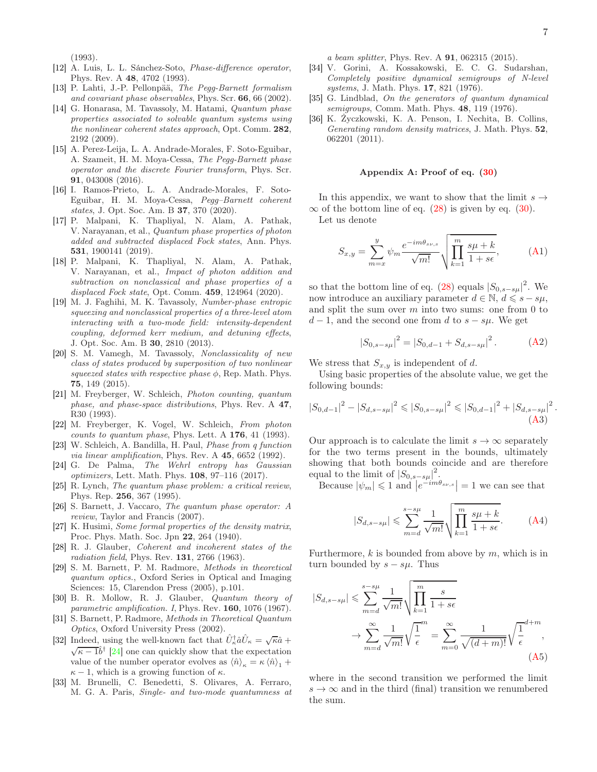(1993).

[12] A. Luis, L. L. Sánchez-Soto, *Phase-difference operator*, Phys. Rev. A **48**, 4702 (1993).

[13] P. Lahti, J.-P. Pellonpää, *The Pegg-Barnett formalism and covariant phase observables*, Phys. Scr. **66**, 66 (2002).

[14] G. Honarasa, M. Tavassoly, M. Hatami, *Quantum phase properties associated to solvable quantum systems using the nonlinear coherent states approach*, Opt. Comm. **282**, 2192 (2009).

[15] A. Perez-Leija, L. A. Andrade-Morales, F. Soto-Eguibar, A. Szameit, H. M. Moya-Cessa, *The Pegg-Barnett phase operator and the discrete Fourier transform*, Phys. Scr. **91**, 043008 (2016).

[16] I. Ramos-Prieto, L. A. Andrade-Morales, F. Soto-Eguibar, H. M. Moya-Cessa, *Pegg–Barnett coherent states*, J. Opt. Soc. Am. B **37**, 370 (2020).

[17] P. Malpani, K. Thapliyal, N. Alam, A. Pathak, V. Narayanan, et al., *Quantum phase properties of photon added and subtracted displaced Fock states*, Ann. Phys. **531**, 1900141 (2019).

[18] P. Malpani, K. Thapliyal, N. Alam, A. Pathak, V. Narayanan, et al., *Impact of photon addition and subtraction on nonclassical and phase properties of a displaced Fock state*, Opt. Comm. **459**, 124964 (2020).

[19] M. J. Faghihi, M. K. Tavassoly, *Number-phase entropic squeezing and nonclassical properties of a three-level atom interacting with a two-mode field: intensity-dependent coupling, deformed kerr medium, and detuning effects*, J. Opt. Soc. Am. B **30**, 2810 (2013).

[20] S. M. Vamegh, M. Tavassoly, *Nonclassicality of new class of states produced by superposition of two nonlinear squeezed states with respective phase $\phi$*, Rep. Math. Phys. **75**, 149 (2015).

[21] M. Freyberger, W. Schleich, *Photon counting, quantum phase, and phase-space distributions*, Phys. Rev. A **47**, R30 (1993).

[22] M. Freyberger, K. Vogel, W. Schleich, *From photon counts to quantum phase*, Phys. Lett. A **176**, 41 (1993).

[23] W. Schleich, A. Bandilla, H. Paul, *Phase from q function via linear amplification*, Phys. Rev. A **45**, 6652 (1992).

[24] G. De Palma, *The Wehrl entropy has Gaussian optimizers*, Lett. Math. Phys. **108**, 97–116 (2017).

[25] R. Lynch, *The quantum phase problem: a critical review*, Phys. Rep. **256**, 367 (1995).

[26] S. Barnett, J. Vaccaro, *The quantum phase operator: A review*, Taylor and Francis (2007).

[27] K. Husimi, *Some formal properties of the density matrix*, Proc. Phys. Math. Soc. Jpn **22**, 264 (1940).

[28] R. J. Glauber, *Coherent and incoherent states of the radiation field*, Phys. Rev. **131**, 2766 (1963).

[29] S. M. Barnett, P. M. Radmore, *Methods in theoretical quantum optics.*, Oxford Series in Optical and Imaging Sciences: 15, Clarendon Press (2005), p.101.

[30] B. R. Mollow, R. J. Glauber, *Quantum theory of parametric amplification. I*, Phys. Rev. **160**, 1076 (1967).

[31] S. Barnett, P. Radmore, *Methods in Theoretical Quantum Optics*, Oxford University Press (2002).

[32] Indeed, using the well-known fact that $\hat{U}_\kappa^\dagger \hat{a} \hat{U}_\kappa = \sqrt{\kappa}\hat{a} + \sqrt{\kappa - 1}\hat{b}^\dagger$ [24] one can quickly show that the expectation value of the number operator evolves as $\langle \hat{n} \rangle_\kappa = \kappa \langle \hat{n} \rangle_1 + \kappa - 1$, which is a growing function of $\kappa$.

[33] M. Brunelli, C. Benedetti, S. Olivares, A. Ferraro, M. G. A. Paris, *Single- and two-mode quantumness at a beam splitter*, Phys. Rev. A **91**, 062315 (2015).

[34] V. Gorini, A. Kossakowski, E. C. G. Sudarshan, *Completely positive dynamical semigroups of N-level systems*, J. Math. Phys. **17**, 821 (1976).

[35] G. Lindblad, *On the generators of quantum dynamical semigroups*, Comm. Math. Phys. **48**, 119 (1976).

[36] K. Życzkowski, K. A. Penson, I. Nechita, B. Collins, *Generating random density matrices*, J. Math. Phys. **52**, 062201 (2011).

## Appendix A: Proof of eq. (30)

In this appendix, we want to show that the limit $s \to \infty$ of the bottom line of eq. (28) is given by eq. (30).

Let us denote

$$S_{x,y} = \sum_{m=x}^{y} \psi_m \frac{e^{-im\theta_{s\nu,s}}}{\sqrt{m!}} \sqrt{\prod_{k=1}^{m} \frac{s\mu + k}{1 + s\epsilon}}, \tag{A1}$$

so that the bottom line of eq. (28) equals $|S_{0,s-s\mu}|^2$. We now introduce an auxiliary parameter $d \in \mathbb{N}$, $d \leqslant s - s\mu$, and split the sum over $m$ into two sums: one from 0 to $d-1$, and the second one from $d$ to $s - s\mu$. We get

$$|S_{0,s-s\mu}|^2 = |S_{0,d-1} + S_{d,s-s\mu}|^2. \tag{A2}$$

We stress that $S_{x,y}$ is independent of $d$.

Using basic properties of the absolute value, we get the following bounds:

$$|S_{0,d-1}|^2 - |S_{d,s-s\mu}|^2 \leqslant |S_{0,s-s\mu}|^2 \leqslant |S_{0,d-1}|^2 + |S_{d,s-s\mu}|^2. \tag{A3}$$

Our approach is to calculate the limit $s \to \infty$ separately for the two terms present in the bounds, ultimately showing that both bounds coincide and are therefore equal to the limit of $|S_{0,s-s\mu}|^2$.

Because $|\psi_m| \leqslant 1$ and $\left|e^{-im\theta_{s\nu,s}}\right| = 1$ we can see that

$$|S_{d,s-s\mu}| \leqslant \sum_{m=d}^{s-s\mu} \frac{1}{\sqrt{m!}} \sqrt{\prod_{k=1}^{m} \frac{s\mu + k}{1 + s\epsilon}}. \tag{A4}$$

Furthermore, $k$ is bounded from above by $m$, which is in turn bounded by $s - s\mu$. Thus

$$\begin{aligned} |S_{d,s-s\mu}| &\leqslant \sum_{m=d}^{s-s\mu} \frac{1}{\sqrt{m!}} \sqrt{\prod_{k=1}^{m} \frac{s}{1 + s\epsilon}} \\ &\to \sum_{m=d}^{\infty} \frac{1}{\sqrt{m!}} \sqrt{\frac{1}{\epsilon}}^{m} = \sum_{m=0}^{\infty} \frac{1}{\sqrt{(d+m)!}} \sqrt{\frac{1}{\epsilon}}^{d+m}, \end{aligned} \tag{A5}$$

where in the second transition we performed the limit $s \to \infty$ and in the third (final) transition we renumbered the sum.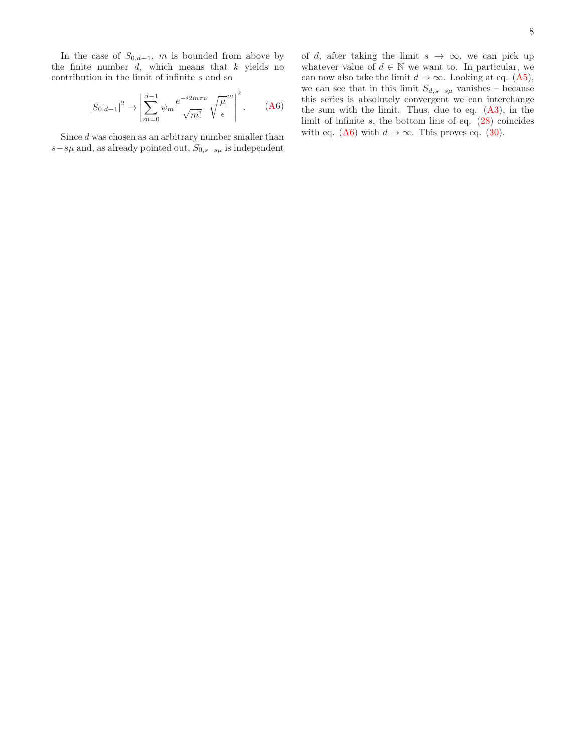In the case of $S_{0,d-1}$, $m$ is bounded from above by the finite number $d$, which means that $k$ yields no contribution in the limit of infinite $s$ and so

$$
|S_{0,d-1}|^2 \to \left| \sum_{m=0}^{d-1} \psi_m \frac{e^{-i2m\pi\nu}}{\sqrt{m!}} \sqrt{\frac{\mu}{\epsilon}}^m \right|^2 . \tag{A6}
$$

Since $d$ was chosen as an arbitrary number smaller than $s - s\mu$ and, as already pointed out, $S_{0,s-s\mu}$ is independent of $d$, after taking the limit $s \to \infty$, we can pick up whatever value of $d \in \mathbb{N}$ we want to. In particular, we can now also take the limit $d \to \infty$. Looking at eq. (A5), we can see that in this limit $S_{d,s-s\mu}$ vanishes – because this series is absolutely convergent we can interchange the sum with the limit. Thus, due to eq. (A3), in the limit of infinite $s$, the bottom line of eq. (28) coincides with eq. (A6) with $d \to \infty$. This proves eq. (30).